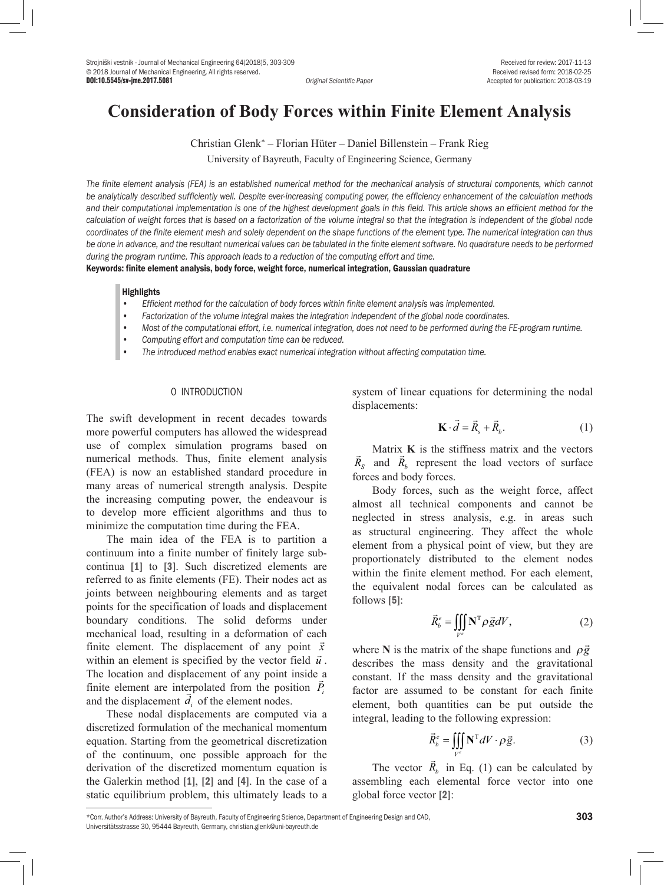# Consideration of Body Forces within Finite Element Analysis

Christian Glenk* – Florian Hüter – Daniel Billenstein – Frank Rieg

University of Bayreuth, Faculty of Engineering Science, Germany

*The finite element analysis (FEA) is an established numerical method for the mechanical analysis of structural components, which cannot be analytically described sufficiently well. Despite ever-increasing computing power, the efficiency enhancement of the calculation methods and their computational implementation is one of the highest development goals in this field. This article shows an efficient method for the calculation of weight forces that is based on a factorization of the volume integral so that the integration is independent of the global node coordinates of the finite element mesh and solely dependent on the shape functions of the element type. The numerical integration can thus be done in advance, and the resultant numerical values can be tabulated in the finite element software. No quadrature needs to be performed during the program runtime. This approach leads to a reduction of the computing effort and time.*

**Keywords: finite element analysis, body force, weight force, numerical integration, Gaussian quadrature**

**Highlights**

- *Efficient method for the calculation of body forces within finite element analysis was implemented.*
- *Factorization of the volume integral makes the integration independent of the global node coordinates.*
- *Most of the computational effort, i.e. numerical integration, does not need to be performed during the FE-program runtime.*
- *Computing effort and computation time can be reduced.*
- *The introduced method enables exact numerical integration without affecting computation time.*

## 0 INTRODUCTION

The swift development in recent decades towards more powerful computers has allowed the widespread use of complex simulation programs based on numerical methods. Thus, finite element analysis (FEA) is now an established standard procedure in many areas of numerical strength analysis. Despite the increasing computing power, the endeavour is to develop more efficient algorithms and thus to minimize the computation time during the FEA.

The main idea of the FEA is to partition a continuum into a finite number of finitely large sub-continua [1] to [3]. Such discretized elements are referred to as finite elements (FE). Their nodes act as joints between neighbouring elements and as target points for the specification of loads and displacement boundary conditions. The solid deforms under mechanical load, resulting in a deformation of each finite element. The displacement of any point $\vec{x}$ within an element is specified by the vector field $\vec{u}$. The location and displacement of any point inside a finite element are interpolated from the position $\vec{P}_i$ and the displacement $\vec{d}_i$ of the element nodes.

These nodal displacements are computed via a discretized formulation of the mechanical momentum equation. Starting from the geometrical discretization of the continuum, one possible approach for the derivation of the discretized momentum equation is the Galerkin method [1], [2] and [4]. In the case of a static equilibrium problem, this ultimately leads to a system of linear equations for determining the nodal displacements:

$$\mathbf{K} \cdot \vec{d} = \vec{R}_s + \vec{R}_b. \tag{1}$$

Matrix $\mathbf{K}$ is the stiffness matrix and the vectors $\vec{R}_S$ and $\vec{R}_b$ represent the load vectors of surface forces and body forces.

Body forces, such as the weight force, affect almost all technical components and cannot be neglected in stress analysis, e.g. in areas such as structural engineering. They affect the whole element from a physical point of view, but they are proportionately distributed to the element nodes within the finite element method. For each element, the equivalent nodal forces can be calculated as follows [5]:

$$\vec{R}_b^e = \iiint_{V^e} \mathbf{N}^{\mathrm{T}} \rho \vec{g} dV, \tag{2}$$

where $\mathbf{N}$ is the matrix of the shape functions and $\rho\vec{g}$ describes the mass density and the gravitational constant. If the mass density and the gravitational factor are assumed to be constant for each finite element, both quantities can be put outside the integral, leading to the following expression:

$$\vec{R}_b^e = \iiint_{V^e} \mathbf{N}^{\mathrm{T}} dV \cdot \rho \vec{g}. \tag{3}$$

The vector $\vec{R}_b$ in Eq. (1) can be calculated by assembling each elemental force vector into one global force vector [2]:

*Corr. Author's Address: University of Bayreuth, Faculty of Engineering Science, Department of Engineering Design and CAD, Universitätsstrasse 30, 95444 Bayreuth, Germany, christian.glenk@uni-bayreuth.de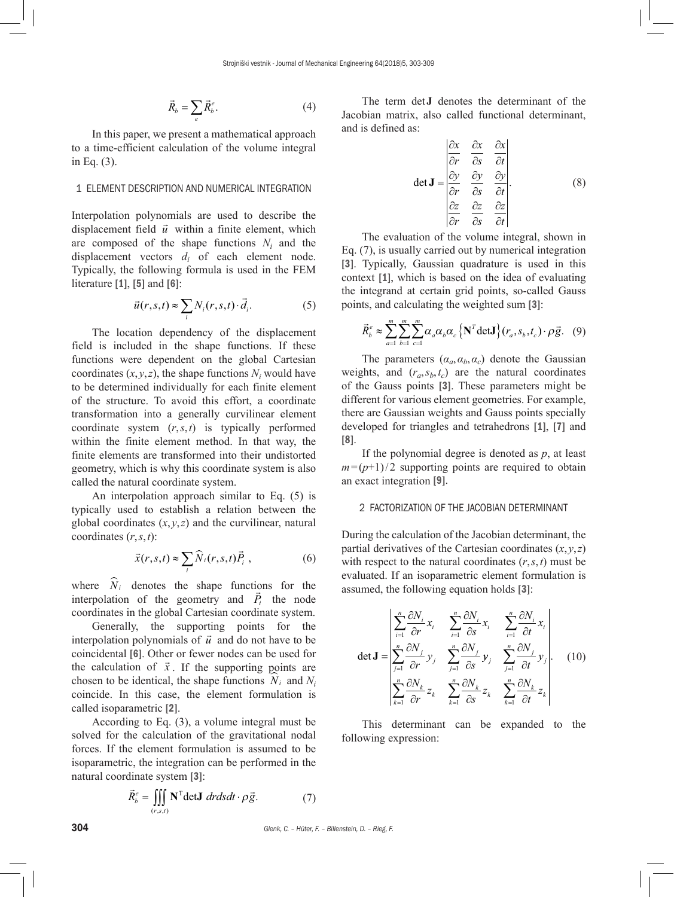$$\vec{R}_b = \sum_e \vec{R}_b^e. \tag{4}$$

In this paper, we present a mathematical approach to a time-efficient calculation of the volume integral in Eq. (3).

## 1 ELEMENT DESCRIPTION AND NUMERICAL INTEGRATION

Interpolation polynomials are used to describe the displacement field $\vec{u}$ within a finite element, which are composed of the shape functions $N_i$ and the displacement vectors $d_i$ of each element node. Typically, the following formula is used in the FEM literature **[1]**, **[5]** and **[6]**:

$$\vec{u}(r,s,t) \approx \sum_i N_i(r,s,t) \cdot \vec{d}_i. \tag{5}$$

The location dependency of the displacement field is included in the shape functions. If these functions were dependent on the global Cartesian coordinates $(x, y, z)$, the shape functions $N_i$ would have to be determined individually for each finite element of the structure. To avoid this effort, a coordinate transformation into a generally curvilinear element coordinate system $(r, s, t)$ is typically performed within the finite element method. In that way, the finite elements are transformed into their undistorted geometry, which is why this coordinate system is also called the natural coordinate system.

An interpolation approach similar to Eq. (5) is typically used to establish a relation between the global coordinates $(x, y, z)$ and the curvilinear, natural coordinates $(r, s, t)$:

$$\vec{x}(r,s,t) \approx \sum_i \widehat{N}_i(r,s,t)\vec{P}_i\ , \tag{6}$$

where $\widehat{N}_i$ denotes the shape functions for the interpolation of the geometry and $\vec{P}_i$ the node coordinates in the global Cartesian coordinate system.

Generally, the supporting points for the interpolation polynomials of $\vec{u}$ and do not have to be coincidental **[6]**. Other or fewer nodes can be used for the calculation of $\vec{x}$. If the supporting points are chosen to be identical, the shape functions $\widehat{N}_i$ and $N_i$ coincide. In this case, the element formulation is called isoparametric **[2]**.

According to Eq. (3), a volume integral must be solved for the calculation of the gravitational nodal forces. If the element formulation is assumed to be isoparametric, the integration can be performed in the natural coordinate system **[3]**:

$$\vec{R}_b^e = \iiint_{(r,s,t)} \mathbf{N}^{\mathrm{T}} \det\mathbf{J}\ drdsdt \cdot \rho\vec{g}. \tag{7}$$

The term $\det\mathbf{J}$ denotes the determinant of the Jacobian matrix, also called functional determinant, and is defined as:

$$\det\mathbf{J} = \begin{vmatrix} \frac{\partial x}{\partial r} & \frac{\partial x}{\partial s} & \frac{\partial x}{\partial t} \\ \frac{\partial y}{\partial r} & \frac{\partial y}{\partial s} & \frac{\partial y}{\partial t} \\ \frac{\partial z}{\partial r} & \frac{\partial z}{\partial s} & \frac{\partial z}{\partial t} \end{vmatrix}. \tag{8}$$

The evaluation of the volume integral, shown in Eq. (7), is usually carried out by numerical integration **[3]**. Typically, Gaussian quadrature is used in this context **[1]**, which is based on the idea of evaluating the integrand at certain grid points, so-called Gauss points, and calculating the weighted sum **[3]**:

$$\vec{R}_b^e \approx \sum_{a=1}^{m}\sum_{b=1}^{m}\sum_{c=1}^{m} \alpha_a\alpha_b\alpha_c \left\{\mathbf{N}^T \det\mathbf{J}\right\}(r_a, s_b, t_c) \cdot \rho\vec{g}. \tag{9}$$

The parameters $(\alpha_a, \alpha_b, \alpha_c)$ denote the Gaussian weights, and $(r_a, s_b, t_c)$ are the natural coordinates of the Gauss points **[3]**. These parameters might be different for various element geometries. For example, there are Gaussian weights and Gauss points specially developed for triangles and tetrahedrons **[1]**, **[7]** and **[8]**.

If the polynomial degree is denoted as $p$, at least $m=(p+1)/2$ supporting points are required to obtain an exact integration **[9]**.

## 2 FACTORIZATION OF THE JACOBIAN DETERMINANT

During the calculation of the Jacobian determinant, the partial derivatives of the Cartesian coordinates $(x, y, z)$ with respect to the natural coordinates $(r, s, t)$ must be evaluated. If an isoparametric element formulation is assumed, the following equation holds **[3]**:

$$\det\mathbf{J} = \begin{vmatrix} \sum_{i=1}^{n} \frac{\partial N_i}{\partial r} x_i & \sum_{i=1}^{n} \frac{\partial N_i}{\partial s} x_i & \sum_{i=1}^{n} \frac{\partial N_i}{\partial t} x_i \\ \sum_{j=1}^{n} \frac{\partial N_j}{\partial r} y_j & \sum_{j=1}^{n} \frac{\partial N_j}{\partial s} y_j & \sum_{j=1}^{n} \frac{\partial N_j}{\partial t} y_j \\ \sum_{k=1}^{n} \frac{\partial N_k}{\partial r} z_k & \sum_{k=1}^{n} \frac{\partial N_k}{\partial s} z_k & \sum_{k=1}^{n} \frac{\partial N_k}{\partial t} z_k \end{vmatrix}. \tag{10}$$

This determinant can be expanded to the following expression: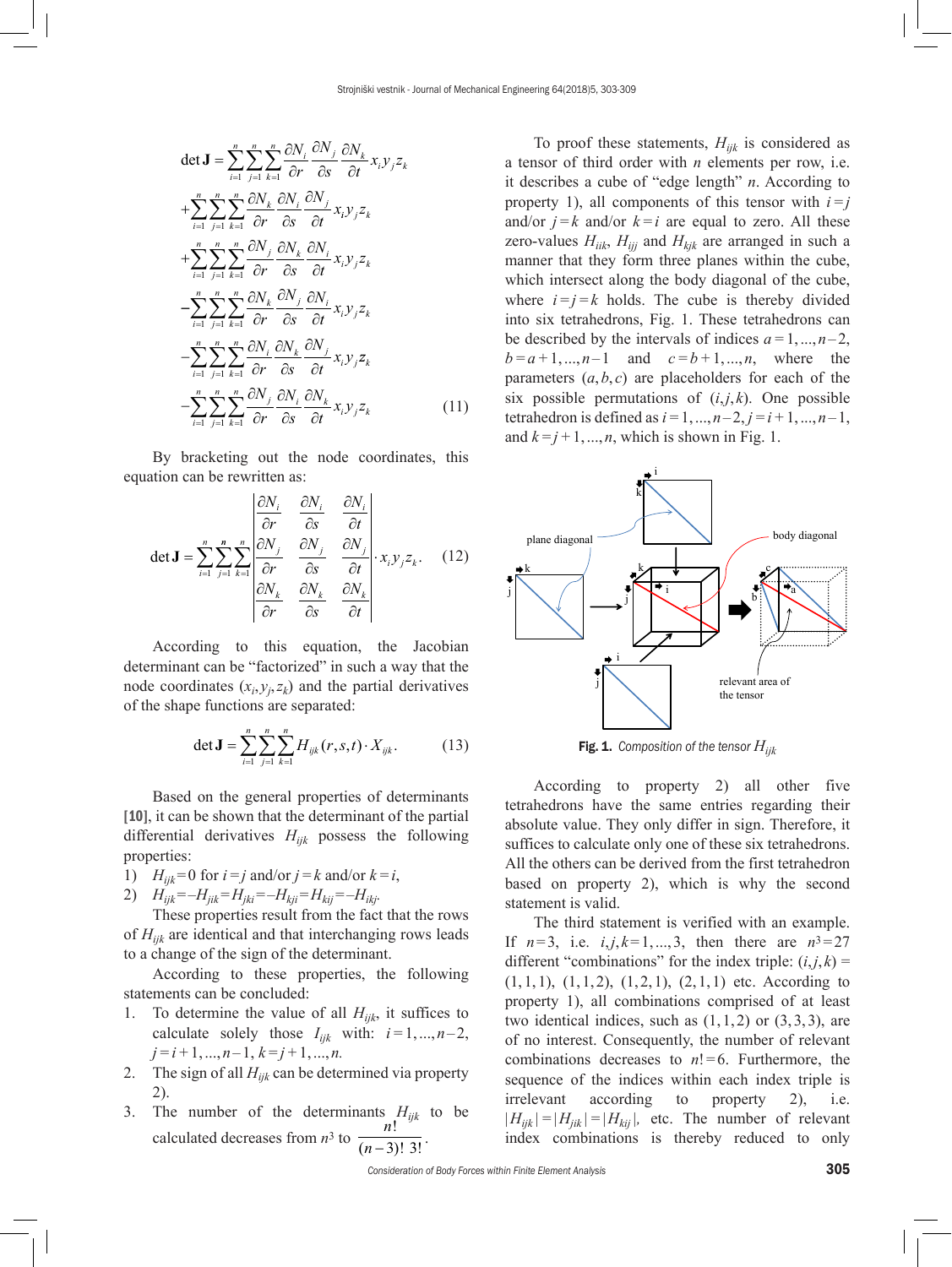$$
\begin{aligned}
\det \mathbf{J} &= \sum_{i=1}^{n}\sum_{j=1}^{n}\sum_{k=1}^{n} \frac{\partial N_i}{\partial r}\frac{\partial N_j}{\partial s}\frac{\partial N_k}{\partial t} x_i y_j z_k \\
&+\sum_{i=1}^{n}\sum_{j=1}^{n}\sum_{k=1}^{n} \frac{\partial N_k}{\partial r}\frac{\partial N_i}{\partial s}\frac{\partial N_j}{\partial t} x_i y_j z_k \\
&+\sum_{i=1}^{n}\sum_{j=1}^{n}\sum_{k=1}^{n} \frac{\partial N_j}{\partial r}\frac{\partial N_k}{\partial s}\frac{\partial N_i}{\partial t} x_i y_j z_k \\
&-\sum_{i=1}^{n}\sum_{j=1}^{n}\sum_{k=1}^{n} \frac{\partial N_k}{\partial r}\frac{\partial N_j}{\partial s}\frac{\partial N_i}{\partial t} x_i y_j z_k \\
&-\sum_{i=1}^{n}\sum_{j=1}^{n}\sum_{k=1}^{n} \frac{\partial N_i}{\partial r}\frac{\partial N_k}{\partial s}\frac{\partial N_j}{\partial t} x_i y_j z_k \\
&-\sum_{i=1}^{n}\sum_{j=1}^{n}\sum_{k=1}^{n} \frac{\partial N_j}{\partial r}\frac{\partial N_i}{\partial s}\frac{\partial N_k}{\partial t} x_i y_j z_k
\end{aligned}
\tag{11}
$$

By bracketing out the node coordinates, this equation can be rewritten as:

$$
\det \mathbf{J} = \sum_{i=1}^{n}\sum_{j=1}^{n}\sum_{k=1}^{n} \begin{vmatrix} \frac{\partial N_i}{\partial r} & \frac{\partial N_i}{\partial s} & \frac{\partial N_i}{\partial t} \\ \frac{\partial N_j}{\partial r} & \frac{\partial N_j}{\partial s} & \frac{\partial N_j}{\partial t} \\ \frac{\partial N_k}{\partial r} & \frac{\partial N_k}{\partial s} & \frac{\partial N_k}{\partial t} \end{vmatrix} \cdot x_i y_j z_k . \tag{12}
$$

According to this equation, the Jacobian determinant can be "factorized" in such a way that the node coordinates $(x_i, y_j, z_k)$ and the partial derivatives of the shape functions are separated:

$$
\det \mathbf{J} = \sum_{i=1}^{n}\sum_{j=1}^{n}\sum_{k=1}^{n} H_{ijk}(r,s,t) \cdot X_{ijk} . \tag{13}
$$

Based on the general properties of determinants **[10]**, it can be shown that the determinant of the partial differential derivatives $H_{ijk}$ possess the following properties:

1) $H_{ijk} = 0$ for $i = j$ and/or $j = k$ and/or $k = i$,
2) $H_{ijk} = -H_{jik} = H_{jki} = -H_{kji} = H_{kij} = -H_{ikj}$.

These properties result from the fact that the rows of $H_{ijk}$ are identical and that interchanging rows leads to a change of the sign of the determinant.

According to these properties, the following statements can be concluded:

1. To determine the value of all $H_{ijk}$, it suffices to calculate solely those $I_{ijk}$ with: $i = 1, ..., n-2$, $j = i+1, ..., n-1$, $k = j+1, ..., n$.
2. The sign of all $H_{ijk}$ can be determined via property 2).
3. The number of the determinants $H_{ijk}$ to be calculated decreases from $n^3$ to $\dfrac{n!}{(n-3)!\ 3!}$.

To proof these statements, $H_{ijk}$ is considered as a tensor of third order with $n$ elements per row, i.e. it describes a cube of "edge length" $n$. According to property 1), all components of this tensor with $i = j$ and/or $j = k$ and/or $k = i$ are equal to zero. All these zero-values $H_{iik}$, $H_{ijj}$ and $H_{kjk}$ are arranged in such a manner that they form three planes within the cube, which intersect along the body diagonal of the cube, where $i = j = k$ holds. The cube is thereby divided into six tetrahedrons, Fig. 1. These tetrahedrons can be described by the intervals of indices $a = 1, ..., n-2$, $b = a+1, ..., n-1$ and $c = b+1, ..., n$, where the parameters $(a, b, c)$ are placeholders for each of the six possible permutations of $(i, j, k)$. One possible tetrahedron is defined as $i = 1, ..., n-2, j = i+1, ..., n-1$, and $k = j+1, ..., n$, which is shown in Fig. 1.

**Fig. 1.** *Composition of the tensor $H_{ijk}$*

According to property 2) all other five tetrahedrons have the same entries regarding their absolute value. They only differ in sign. Therefore, it suffices to calculate only one of these six tetrahedrons. All the others can be derived from the first tetrahedron based on property 2), which is why the second statement is valid.

The third statement is verified with an example. If $n = 3$, i.e. $i, j, k = 1, ..., 3$, then there are $n^3 = 27$ different "combinations" for the index triple: $(i, j, k) = (1,1,1)$, $(1,1,2)$, $(1,2,1)$, $(2,1,1)$ etc. According to property 1), all combinations comprised of at least two identical indices, such as $(1,1,2)$ or $(3,3,3)$, are of no interest. Consequently, the number of relevant combinations decreases to $n! = 6$. Furthermore, the sequence of the indices within each index triple is irrelevant according to property 2), i.e. $|H_{ijk}| = |H_{jik}| = |H_{kij}|$, etc. The number of relevant index combinations is thereby reduced to only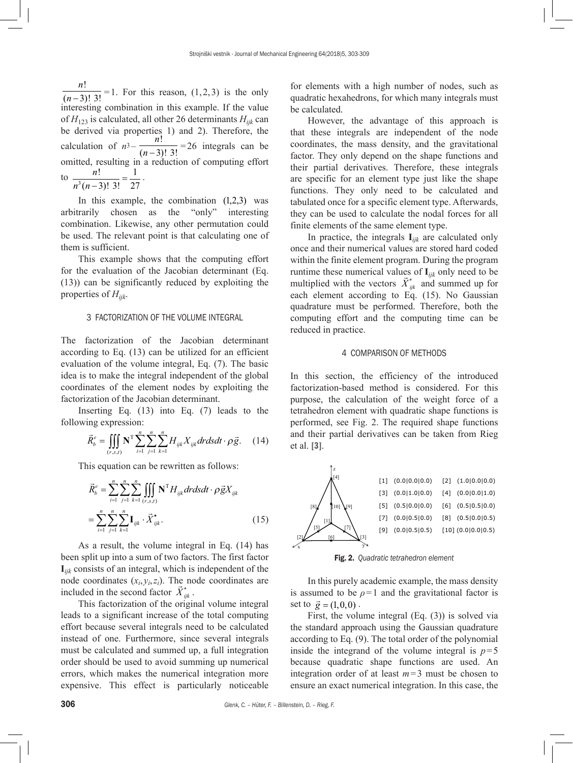$\frac{n!}{(n-3)!\ 3!}=1$. For this reason, $(1,2,3)$ is the only interesting combination in this example. If the value of $H_{123}$ is calculated, all other 26 determinants $H_{ijk}$ can be derived via properties 1) and 2). Therefore, the calculation of $n^3 - \frac{n!}{(n-3)!\ 3!}=26$ integrals can be omitted, resulting in a reduction of computing effort to $\frac{n!}{n^3(n-3)!\ 3!}=\frac{1}{27}$.

In this example, the combination $(1,2,3)$ was arbitrarily chosen as the "only" interesting combination. Likewise, any other permutation could be used. The relevant point is that calculating one of them is sufficient.

This example shows that the computing effort for the evaluation of the Jacobian determinant (Eq. (13)) can be significantly reduced by exploiting the properties of $H_{ijk}$.

## 3 FACTORIZATION OF THE VOLUME INTEGRAL

The factorization of the Jacobian determinant according to Eq. (13) can be utilized for an efficient evaluation of the volume integral, Eq. (7). The basic idea is to make the integral independent of the global coordinates of the element nodes by exploiting the factorization of the Jacobian determinant.

Inserting Eq. (13) into Eq. (7) leads to the following expression:

$$\vec{R}_b^e = \iiint\limits_{(r,s,t)} \mathbf{N}^{\mathrm{T}} \sum_{i=1}^{n}\sum_{j=1}^{n}\sum_{k=1}^{n} H_{ijk} X_{ijk}\, dr ds dt \cdot \rho \vec{g}. \quad (14)$$

This equation can be rewritten as follows:

$$\vec{R}_b^e = \sum_{i=1}^{n}\sum_{j=1}^{n}\sum_{k=1}^{n} \iiint\limits_{(r,s,t)} \mathbf{N}^{\mathrm{T}} H_{ijk}\, dr ds dt \cdot \rho \vec{g} X_{ijk}$$
$$= \sum_{i=1}^{n}\sum_{j=1}^{n}\sum_{k=1}^{n} \mathbf{I}_{ijk} \cdot \vec{X}_{ijk}^{*}. \quad (15)$$

As a result, the volume integral in Eq. (14) has been split up into a sum of two factors. The first factor $\mathbf{I}_{ijk}$ consists of an integral, which is independent of the node coordinates $(x_i, y_i, z_i)$. The node coordinates are included in the second factor $\vec{X}_{ijk}^{*}$.

This factorization of the original volume integral leads to a significant increase of the total computing effort because several integrals need to be calculated instead of one. Furthermore, since several integrals must be calculated and summed up, a full integration order should be used to avoid summing up numerical errors, which makes the numerical integration more expensive. This effect is particularly noticeable for elements with a high number of nodes, such as quadratic hexahedrons, for which many integrals must be calculated.

However, the advantage of this approach is that these integrals are independent of the node coordinates, the mass density, and the gravitational factor. They only depend on the shape functions and their partial derivatives. Therefore, these integrals are specific for an element type just like the shape functions. They only need to be calculated and tabulated once for a specific element type. Afterwards, they can be used to calculate the nodal forces for all finite elements of the same element type.

In practice, the integrals $\mathbf{I}_{ijk}$ are calculated only once and their numerical values are stored hard coded within the finite element program. During the program runtime these numerical values of $\mathbf{I}_{ijk}$ only need to be multiplied with the vectors $\vec{X}_{ijk}^{*}$ and summed up for each element according to Eq. (15). No Gaussian quadrature must be performed. Therefore, both the computing effort and the computing time can be reduced in practice.

## 4 COMPARISON OF METHODS

In this section, the efficiency of the introduced factorization-based method is considered. For this purpose, the calculation of the weight force of a tetrahedron element with quadratic shape functions is performed, see Fig. 2. The required shape functions and their partial derivatives can be taken from Rieg et al. [3].

[1] (0.0|0.0|0.0) [2] (1.0|0.0|0.0)
[3] (0.0|1.0|0.0) [4] (0.0|0.0|1.0)
[5] (0.5|0.0|0.0) [6] (0.5|0.5|0.0)
[7] (0.0|0.5|0.0) [8] (0.5|0.0|0.5)
[9] (0.0|0.5|0.5) [10] (0.0|0.0|0.5)

**Fig. 2.** *Quadratic tetrahedron element*

In this purely academic example, the mass density is assumed to be $\rho=1$ and the gravitational factor is set to $\vec{g}=(1,0,0)$.

First, the volume integral (Eq. (3)) is solved via the standard approach using the Gaussian quadrature according to Eq. (9). The total order of the polynomial inside the integrand of the volume integral is $p=5$ because quadratic shape functions are used. An integration order of at least $m=3$ must be chosen to ensure an exact numerical integration. In this case, the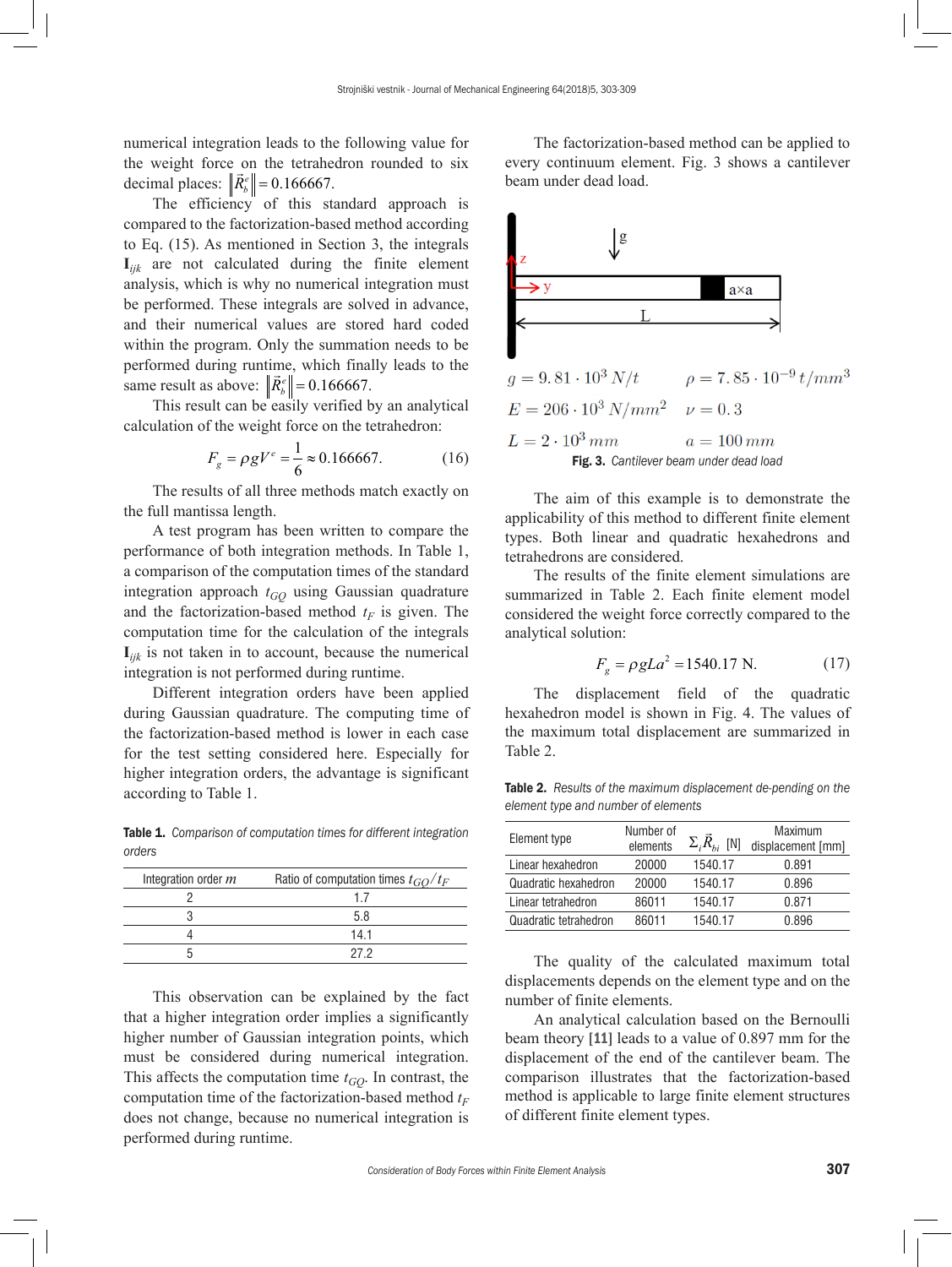numerical integration leads to the following value for the weight force on the tetrahedron rounded to six decimal places: $\left\|\vec{R}_b^e\right\| = 0.166667$.

The efficiency of this standard approach is compared to the factorization-based method according to Eq. (15). As mentioned in Section 3, the integrals $\mathbf{I}_{ijk}$ are not calculated during the finite element analysis, which is why no numerical integration must be performed. These integrals are solved in advance, and their numerical values are stored hard coded within the program. Only the summation needs to be performed during runtime, which finally leads to the same result as above: $\left\|\vec{R}_b^e\right\| = 0.166667$.

This result can be easily verified by an analytical calculation of the weight force on the tetrahedron:

$$F_g = \rho g V^e = \frac{1}{6} \approx 0.166667. \tag{16}$$

The results of all three methods match exactly on the full mantissa length.

A test program has been written to compare the performance of both integration methods. In Table 1, a comparison of the computation times of the standard integration approach $t_{GQ}$ using Gaussian quadrature and the factorization-based method $t_F$ is given. The computation time for the calculation of the integrals $\mathbf{I}_{ijk}$ is not taken in to account, because the numerical integration is not performed during runtime.

Different integration orders have been applied during Gaussian quadrature. The computing time of the factorization-based method is lower in each case for the test setting considered here. Especially for higher integration orders, the advantage is significant according to Table 1.

**Table 1.** *Comparison of computation times for different integration orders*

| Integration order $m$ | Ratio of computation times $t_{GQ}/t_F$ |
|---|---|
| 2 | 1.7 |
| 3 | 5.8 |
| 4 | 14.1 |
| 5 | 27.2 |

This observation can be explained by the fact that a higher integration order implies a significantly higher number of Gaussian integration points, which must be considered during numerical integration. This affects the computation time $t_{GQ}$. In contrast, the computation time of the factorization-based method $t_F$ does not change, because no numerical integration is performed during runtime.

The factorization-based method can be applied to every continuum element. Fig. 3 shows a cantilever beam under dead load.

$g = 9.81 \cdot 10^3\ N/t$ $\quad \rho = 7.85 \cdot 10^{-9}\ t/mm^3$

$E = 206 \cdot 10^3\ N/mm^2$ $\quad \nu = 0.3$

$L = 2 \cdot 10^3\ mm$ $\quad a = 100\ mm$

**Fig. 3.** *Cantilever beam under dead load*

The aim of this example is to demonstrate the applicability of this method to different finite element types. Both linear and quadratic hexahedrons and tetrahedrons are considered.

The results of the finite element simulations are summarized in Table 2. Each finite element model considered the weight force correctly compared to the analytical solution:

$$F_g = \rho g L a^2 = 1540.17\ \text{N}. \tag{17}$$

The displacement field of the quadratic hexahedron model is shown in Fig. 4. The values of the maximum total displacement are summarized in Table 2.

**Table 2.** *Results of the maximum displacement de-pending on the element type and number of elements*

| Element type | Number of elements | $\Sigma_i \vec{R}_{bi}$ [N] | Maximum displacement [mm] |
|---|---|---|---|
| Linear hexahedron | 20000 | 1540.17 | 0.891 |
| Quadratic hexahedron | 20000 | 1540.17 | 0.896 |
| Linear tetrahedron | 86011 | 1540.17 | 0.871 |
| Quadratic tetrahedron | 86011 | 1540.17 | 0.896 |

The quality of the calculated maximum total displacements depends on the element type and on the number of finite elements.

An analytical calculation based on the Bernoulli beam theory [11] leads to a value of 0.897 mm for the displacement of the end of the cantilever beam. The comparison illustrates that the factorization-based method is applicable to large finite element structures of different finite element types.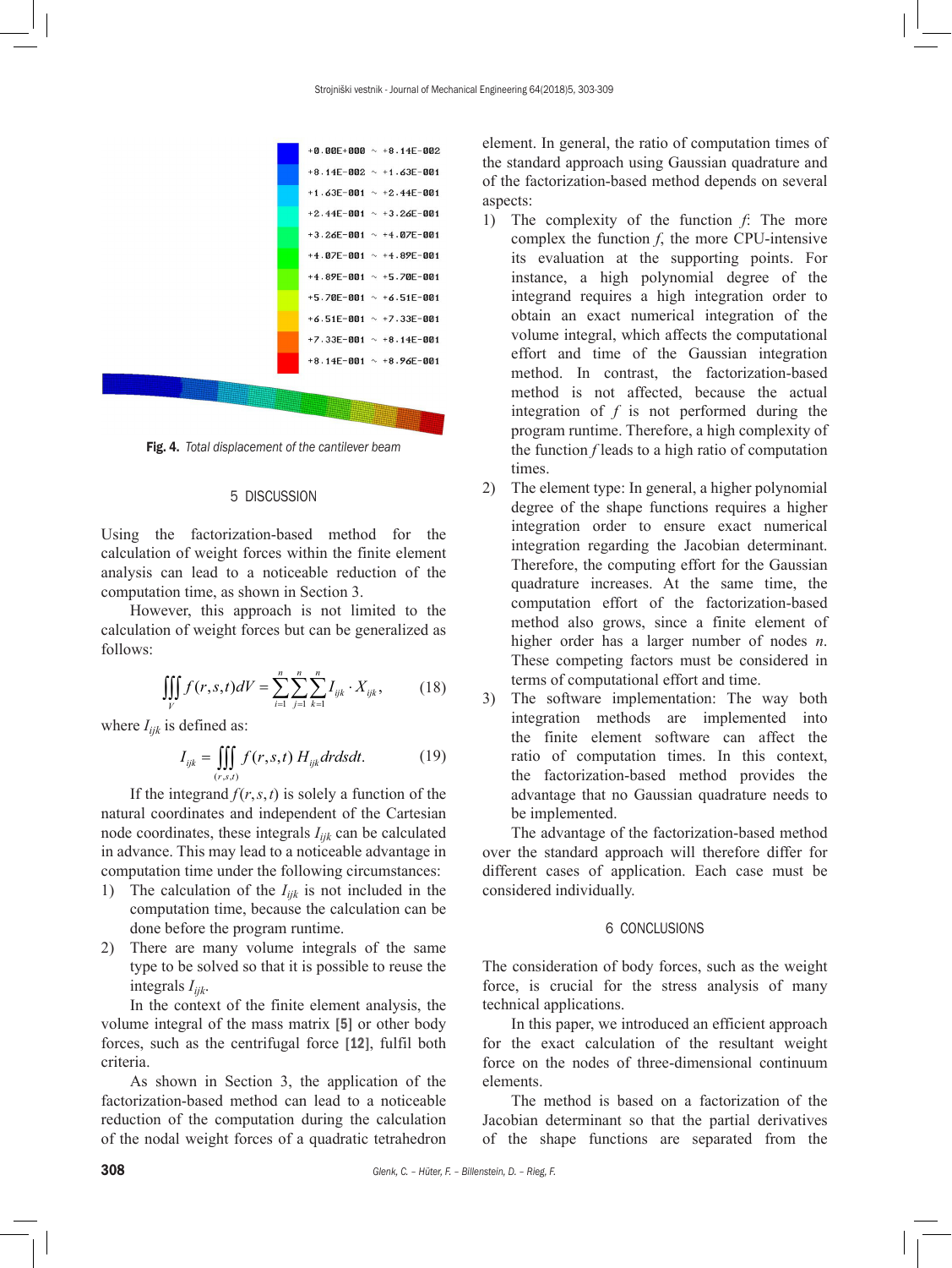Fig. 4. *Total displacement of the cantilever beam*

## 5 DISCUSSION

Using the factorization-based method for the calculation of weight forces within the finite element analysis can lead to a noticeable reduction of the computation time, as shown in Section 3.

However, this approach is not limited to the calculation of weight forces but can be generalized as follows:

$$\iiint_V f(r,s,t)dV = \sum_{i=1}^{n}\sum_{j=1}^{n}\sum_{k=1}^{n} I_{ijk} \cdot X_{ijk}, \tag{18}$$

where $I_{ijk}$ is defined as:

$$I_{ijk} = \iiint_{(r,s,t)} f(r,s,t)\, H_{ijk} drdsdt. \tag{19}$$

If the integrand $f(r,s,t)$ is solely a function of the natural coordinates and independent of the Cartesian node coordinates, these integrals $I_{ijk}$ can be calculated in advance. This may lead to a noticeable advantage in computation time under the following circumstances:

1) The calculation of the $I_{ijk}$ is not included in the computation time, because the calculation can be done before the program runtime.
2) There are many volume integrals of the same type to be solved so that it is possible to reuse the integrals $I_{ijk}$.

In the context of the finite element analysis, the volume integral of the mass matrix [5] or other body forces, such as the centrifugal force [12], fulfil both criteria.

As shown in Section 3, the application of the factorization-based method can lead to a noticeable reduction of the computation during the calculation of the nodal weight forces of a quadratic tetrahedron element. In general, the ratio of computation times of the standard approach using Gaussian quadrature and of the factorization-based method depends on several aspects:

1) The complexity of the function *f*: The more complex the function *f*, the more CPU-intensive its evaluation at the supporting points. For instance, a high polynomial degree of the integrand requires a high integration order to obtain an exact numerical integration of the volume integral, which affects the computational effort and time of the Gaussian integration method. In contrast, the factorization-based method is not affected, because the actual integration of *f* is not performed during the program runtime. Therefore, a high complexity of the function *f* leads to a high ratio of computation times.
2) The element type: In general, a higher polynomial degree of the shape functions requires a higher integration order to ensure exact numerical integration regarding the Jacobian determinant. Therefore, the computing effort for the Gaussian quadrature increases. At the same time, the computation effort of the factorization-based method also grows, since a finite element of higher order has a larger number of nodes $n$. These competing factors must be considered in terms of computational effort and time.
3) The software implementation: The way both integration methods are implemented into the finite element software can affect the ratio of computation times. In this context, the factorization-based method provides the advantage that no Gaussian quadrature needs to be implemented.

The advantage of the factorization-based method over the standard approach will therefore differ for different cases of application. Each case must be considered individually.

## 6 CONCLUSIONS

The consideration of body forces, such as the weight force, is crucial for the stress analysis of many technical applications.

In this paper, we introduced an efficient approach for the exact calculation of the resultant weight force on the nodes of three-dimensional continuum elements.

The method is based on a factorization of the Jacobian determinant so that the partial derivatives of the shape functions are separated from the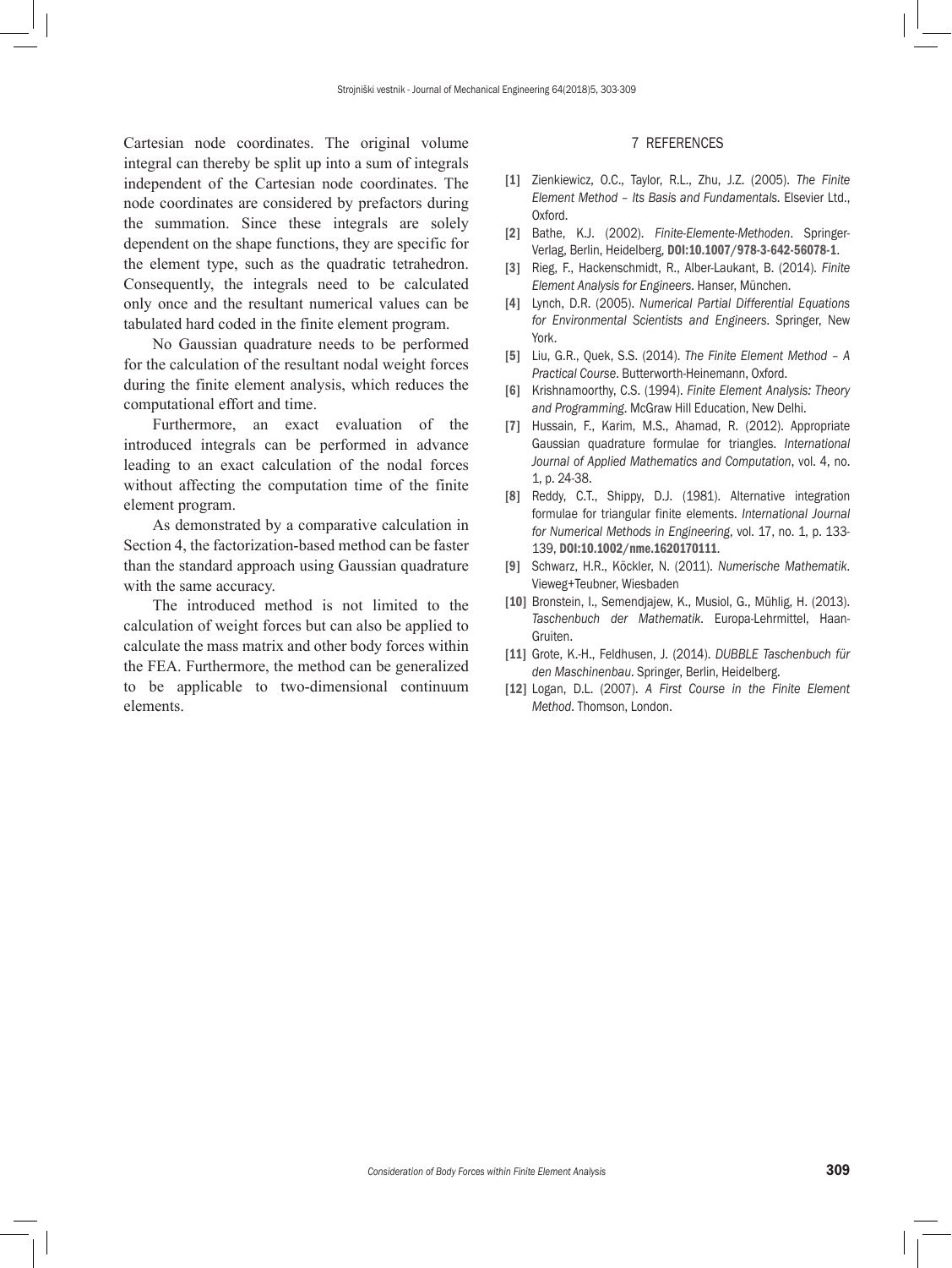Cartesian node coordinates. The original volume integral can thereby be split up into a sum of integrals independent of the Cartesian node coordinates. The node coordinates are considered by prefactors during the summation. Since these integrals are solely dependent on the shape functions, they are specific for the element type, such as the quadratic tetrahedron. Consequently, the integrals need to be calculated only once and the resultant numerical values can be tabulated hard coded in the finite element program.

No Gaussian quadrature needs to be performed for the calculation of the resultant nodal weight forces during the finite element analysis, which reduces the computational effort and time.

Furthermore, an exact evaluation of the introduced integrals can be performed in advance leading to an exact calculation of the nodal forces without affecting the computation time of the finite element program.

As demonstrated by a comparative calculation in Section 4, the factorization-based method can be faster than the standard approach using Gaussian quadrature with the same accuracy.

The introduced method is not limited to the calculation of weight forces but can also be applied to calculate the mass matrix and other body forces within the FEA. Furthermore, the method can be generalized to be applicable to two-dimensional continuum elements.

## 7 REFERENCES

**[1]** Zienkiewicz, O.C., Taylor, R.L., Zhu, J.Z. (2005). *The Finite Element Method – Its Basis and Fundamentals.* Elsevier Ltd., Oxford.

**[2]** Bathe, K.J. (2002). *Finite-Elemente-Methoden*. Springer-Verlag, Berlin, Heidelberg, **DOI:10.1007/978-3-642-56078-1**.

**[3]** Rieg, F., Hackenschmidt, R., Alber-Laukant, B. (2014). *Finite Element Analysis for Engineers*. Hanser, München.

**[4]** Lynch, D.R. (2005). *Numerical Partial Differential Equations for Environmental Scientists and Engineers*. Springer, New York.

**[5]** Liu, G.R., Quek, S.S. (2014). *The Finite Element Method – A Practical Course*. Butterworth-Heinemann, Oxford.

**[6]** Krishnamoorthy, C.S. (1994). *Finite Element Analysis: Theory and Programming*. McGraw Hill Education, New Delhi.

**[7]** Hussain, F., Karim, M.S., Ahamad, R. (2012). Appropriate Gaussian quadrature formulae for triangles. *International Journal of Applied Mathematics and Computation*, vol. 4, no. 1, p. 24-38.

**[8]** Reddy, C.T., Shippy, D.J. (1981). Alternative integration formulae for triangular finite elements. *International Journal for Numerical Methods in Engineering*, vol. 17, no. 1, p. 133-139, **DOI:10.1002/nme.1620170111**.

**[9]** Schwarz, H.R., Köckler, N. (2011). *Numerische Mathematik*. Vieweg+Teubner, Wiesbaden

**[10]** Bronstein, I., Semendjajew, K., Musiol, G., Mühlig, H. (2013). *Taschenbuch der Mathematik*. Europa-Lehrmittel, Haan-Gruiten.

**[11]** Grote, K.-H., Feldhusen, J. (2014). *DUBBLE Taschenbuch für den Maschinenbau*. Springer, Berlin, Heidelberg.

**[12]** Logan, D.L. (2007). *A First Course in the Finite Element Method*. Thomson, London.